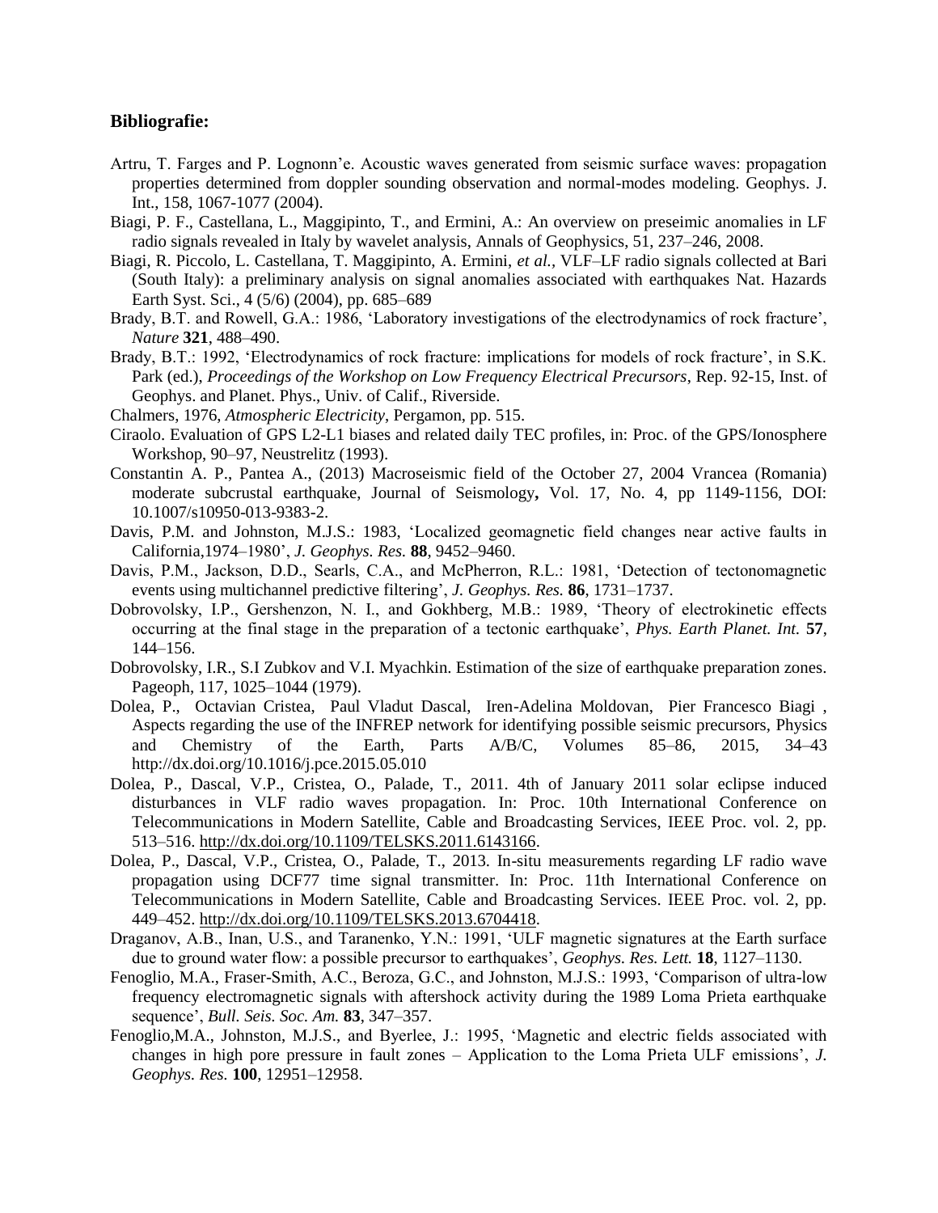**Bibliografie:**

Artru, T. Farges and P. Lognonn'e. Acoustic waves generated from seismic surface waves: propagation properties determined from doppler sounding observation and normal-modes modeling. Geophys. J. Int., 158, 1067-1077 (2004).

Biagi, P. F., Castellana, L., Maggipinto, T., and Ermini, A.: An overview on preseimic anomalies in LF radio signals revealed in Italy by wavelet analysis, Annals of Geophysics, 51, 237–246, 2008.

Biagi, R. Piccolo, L. Castellana, T. Maggipinto, A. Ermini, *et al.*, VLF–LF radio signals collected at Bari (South Italy): a preliminary analysis on signal anomalies associated with earthquakes Nat. Hazards Earth Syst. Sci., 4 (5/6) (2004), pp. 685–689

Brady, B.T. and Rowell, G.A.: 1986, 'Laboratory investigations of the electrodynamics of rock fracture', *Nature* **321**, 488–490.

Brady, B.T.: 1992, 'Electrodynamics of rock fracture: implications for models of rock fracture', in S.K. Park (ed.), *Proceedings of the Workshop on Low Frequency Electrical Precursors*, Rep. 92-15, Inst. of Geophys. and Planet. Phys., Univ. of Calif., Riverside.

Chalmers, 1976, *Atmospheric Electricity*, Pergamon, pp. 515.

Ciraolo. Evaluation of GPS L2-L1 biases and related daily TEC profiles, in: Proc. of the GPS/Ionosphere Workshop, 90–97, Neustrelitz (1993).

Constantin A. P., Pantea A., (2013) Macroseismic field of the October 27, 2004 Vrancea (Romania) moderate subcrustal earthquake, Journal of Seismology**,** Vol. 17, No. 4, pp 1149-1156, DOI: 10.1007/s10950-013-9383-2.

Davis, P.M. and Johnston, M.J.S.: 1983, 'Localized geomagnetic field changes near active faults in California,1974–1980', *J. Geophys. Res.* **88**, 9452–9460.

Davis, P.M., Jackson, D.D., Searls, C.A., and McPherron, R.L.: 1981, 'Detection of tectonomagnetic events using multichannel predictive filtering', *J. Geophys. Res.* **86**, 1731–1737.

Dobrovolsky, I.P., Gershenzon, N. I., and Gokhberg, M.B.: 1989, 'Theory of electrokinetic effects occurring at the final stage in the preparation of a tectonic earthquake', *Phys. Earth Planet. Int.* **57**, 144–156.

Dobrovolsky, I.R., S.I Zubkov and V.I. Myachkin. Estimation of the size of earthquake preparation zones. Pageoph, 117, 1025–1044 (1979).

Dolea, P., Octavian Cristea, Paul Vladut Dascal, Iren-Adelina Moldovan, Pier Francesco Biagi , Aspects regarding the use of the INFREP network for identifying possible seismic precursors, Physics and Chemistry of the Earth, Parts A/B/C, Volumes 85–86, 2015, 34–43 http://dx.doi.org/10.1016/j.pce.2015.05.010

Dolea, P., Dascal, V.P., Cristea, O., Palade, T., 2011. 4th of January 2011 solar eclipse induced disturbances in VLF radio waves propagation. In: Proc. 10th International Conference on Telecommunications in Modern Satellite, Cable and Broadcasting Services, IEEE Proc. vol. 2, pp. 513–516. http://dx.doi.org/10.1109/TELSKS.2011.6143166.

Dolea, P., Dascal, V.P., Cristea, O., Palade, T., 2013. In-situ measurements regarding LF radio wave propagation using DCF77 time signal transmitter. In: Proc. 11th International Conference on Telecommunications in Modern Satellite, Cable and Broadcasting Services. IEEE Proc. vol. 2, pp. 449–452. http://dx.doi.org/10.1109/TELSKS.2013.6704418.

Draganov, A.B., Inan, U.S., and Taranenko, Y.N.: 1991, 'ULF magnetic signatures at the Earth surface due to ground water flow: a possible precursor to earthquakes', *Geophys. Res. Lett.* **18**, 1127–1130.

Fenoglio, M.A., Fraser-Smith, A.C., Beroza, G.C., and Johnston, M.J.S.: 1993, 'Comparison of ultra-low frequency electromagnetic signals with aftershock activity during the 1989 Loma Prieta earthquake sequence', *Bull. Seis. Soc. Am.* **83**, 347–357.

Fenoglio,M.A., Johnston, M.J.S., and Byerlee, J.: 1995, 'Magnetic and electric fields associated with changes in high pore pressure in fault zones – Application to the Loma Prieta ULF emissions', *J. Geophys. Res.* **100**, 12951–12958.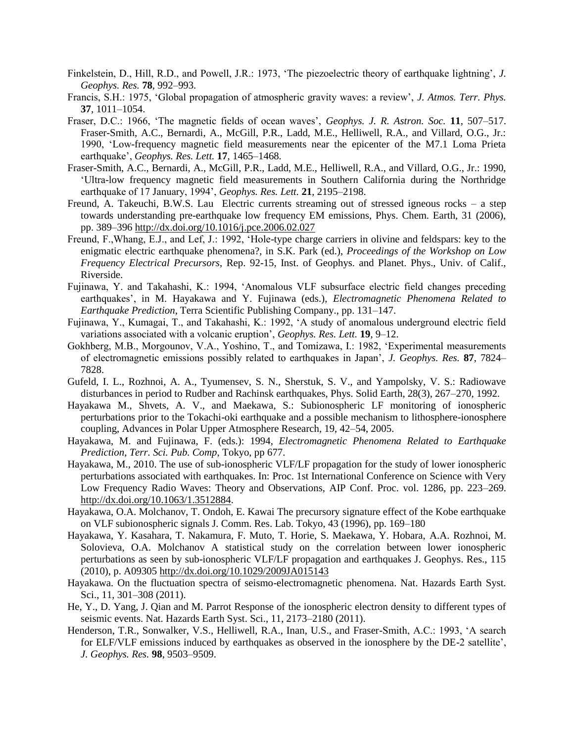Finkelstein, D., Hill, R.D., and Powell, J.R.: 1973, 'The piezoelectric theory of earthquake lightning', *J. Geophys. Res.* **78**, 992–993.

Francis, S.H.: 1975, 'Global propagation of atmospheric gravity waves: a review', *J. Atmos. Terr. Phys.* **37**, 1011–1054.

Fraser, D.C.: 1966, 'The magnetic fields of ocean waves', *Geophys. J. R. Astron. Soc.* **11**, 507–517. Fraser-Smith, A.C., Bernardi, A., McGill, P.R., Ladd, M.E., Helliwell, R.A., and Villard, O.G., Jr.: 1990, 'Low-frequency magnetic field measurements near the epicenter of the M7.1 Loma Prieta earthquake', *Geophys. Res. Lett.* **17**, 1465–1468.

Fraser-Smith, A.C., Bernardi, A., McGill, P.R., Ladd, M.E., Helliwell, R.A., and Villard, O.G., Jr.: 1990, 'Ultra-low frequency magnetic field measurements in Southern California during the Northridge earthquake of 17 January, 1994', *Geophys. Res. Lett.* **21**, 2195–2198.

Freund, A. Takeuchi, B.W.S. Lau Electric currents streaming out of stressed igneous rocks – a step towards understanding pre-earthquake low frequency EM emissions, Phys. Chem. Earth, 31 (2006), pp. 389–396 http://dx.doi.org/10.1016/j.pce.2006.02.027

Freund, F.,Whang, E.J., and Lef, J.: 1992, 'Hole-type charge carriers in olivine and feldspars: key to the enigmatic electric earthquake phenomena?, in S.K. Park (ed.), *Proceedings of the Workshop on Low Frequency Electrical Precursors*, Rep. 92-15, Inst. of Geophys. and Planet. Phys., Univ. of Calif., Riverside.

Fujinawa, Y. and Takahashi, K.: 1994, 'Anomalous VLF subsurface electric field changes preceding earthquakes', in M. Hayakawa and Y. Fujinawa (eds.), *Electromagnetic Phenomena Related to Earthquake Prediction*, Terra Scientific Publishing Company., pp. 131–147.

Fujinawa, Y., Kumagai, T., and Takahashi, K.: 1992, 'A study of anomalous underground electric field variations associated with a volcanic eruption', *Geophys. Res. Lett.* **19**, 9–12.

Gokhberg, M.B., Morgounov, V.A., Yoshino, T., and Tomizawa, I.: 1982, 'Experimental measurements of electromagnetic emissions possibly related to earthquakes in Japan', *J. Geophys. Res.* **87**, 7824–7828.

Gufeld, I. L., Rozhnoi, A. A., Tyumensev, S. N., Sherstuk, S. V., and Yampolsky, V. S.: Radiowave disturbances in period to Rudber and Rachinsk earthquakes, Phys. Solid Earth, 28(3), 267–270, 1992.

Hayakawa M., Shvets, A. V., and Maekawa, S.: Subionospheric LF monitoring of ionospheric perturbations prior to the Tokachi-oki earthquake and a possible mechanism to lithosphere-ionosphere coupling, Advances in Polar Upper Atmosphere Research, 19, 42–54, 2005.

Hayakawa, M. and Fujinawa, F. (eds.): 1994, *Electromagnetic Phenomena Related to Earthquake Prediction*, *Terr. Sci. Pub. Comp*, Tokyo, pp 677.

Hayakawa, M., 2010. The use of sub-ionospheric VLF/LF propagation for the study of lower ionospheric perturbations associated with earthquakes. In: Proc. 1st International Conference on Science with Very Low Frequency Radio Waves: Theory and Observations, AIP Conf. Proc. vol. 1286, pp. 223–269. http://dx.doi.org/10.1063/1.3512884.

Hayakawa, O.A. Molchanov, T. Ondoh, E. Kawai The precursory signature effect of the Kobe earthquake on VLF subionospheric signals J. Comm. Res. Lab. Tokyo, 43 (1996), pp. 169–180

Hayakawa, Y. Kasahara, T. Nakamura, F. Muto, T. Horie, S. Maekawa, Y. Hobara, A.A. Rozhnoi, M. Solovieva, O.A. Molchanov A statistical study on the correlation between lower ionospheric perturbations as seen by sub-ionospheric VLF/LF propagation and earthquakes J. Geophys. Res., 115 (2010), p. A09305 http://dx.doi.org/10.1029/2009JA015143

Hayakawa. On the fluctuation spectra of seismo-electromagnetic phenomena. Nat. Hazards Earth Syst. Sci., 11, 301–308 (2011).

He, Y., D. Yang, J. Qian and M. Parrot Response of the ionospheric electron density to different types of seismic events. Nat. Hazards Earth Syst. Sci., 11, 2173–2180 (2011).

Henderson, T.R., Sonwalker, V.S., Helliwell, R.A., Inan, U.S., and Fraser-Smith, A.C.: 1993, 'A search for ELF/VLF emissions induced by earthquakes as observed in the ionosphere by the DE-2 satellite', *J. Geophys. Res.* **98**, 9503–9509.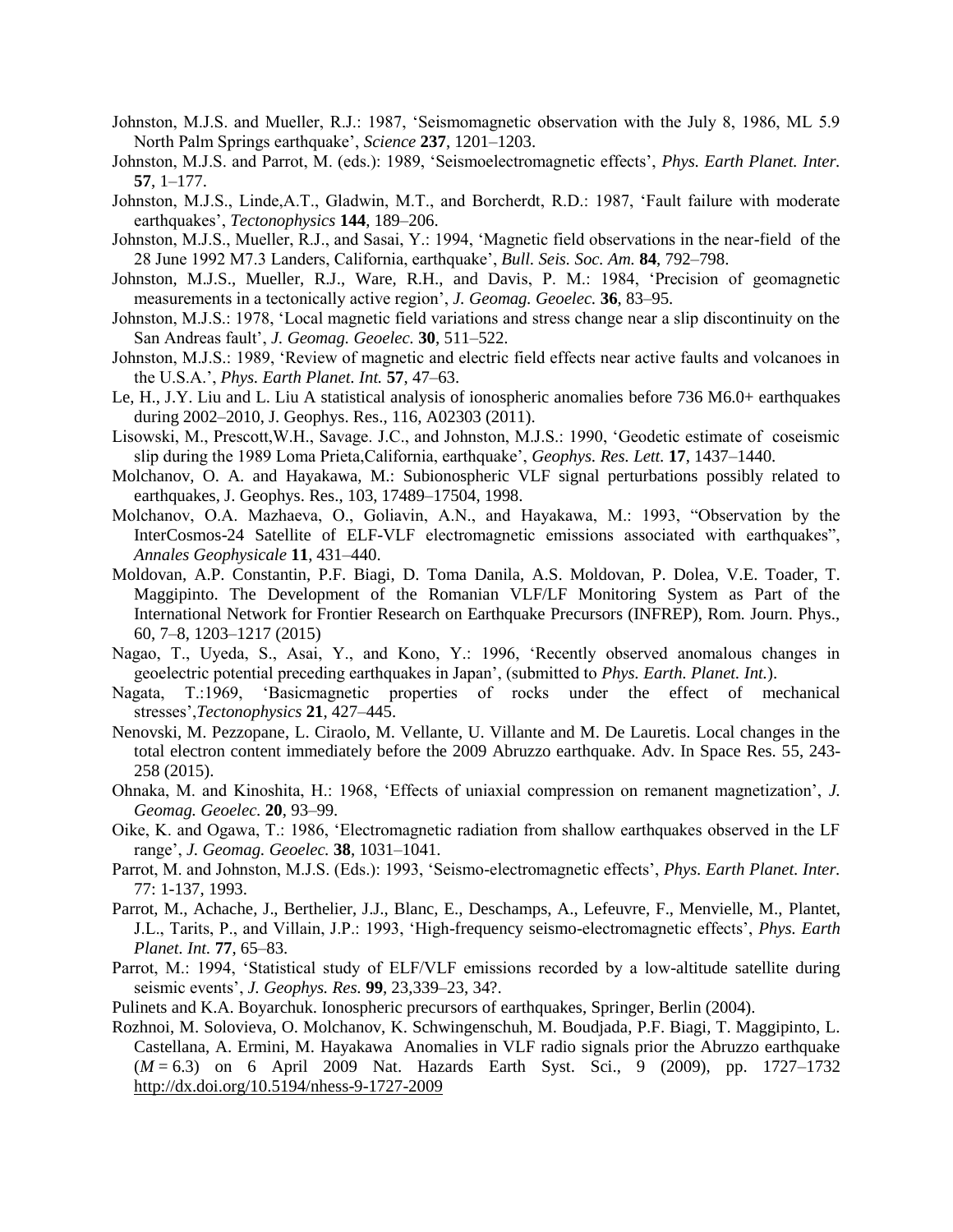Johnston, M.J.S. and Mueller, R.J.: 1987, 'Seismomagnetic observation with the July 8, 1986, ML 5.9 North Palm Springs earthquake', *Science* **237**, 1201–1203.

Johnston, M.J.S. and Parrot, M. (eds.): 1989, 'Seismoelectromagnetic effects', *Phys. Earth Planet. Inter.* **57**, 1–177.

Johnston, M.J.S., Linde,A.T., Gladwin, M.T., and Borcherdt, R.D.: 1987, 'Fault failure with moderate earthquakes', *Tectonophysics* **144**, 189–206.

Johnston, M.J.S., Mueller, R.J., and Sasai, Y.: 1994, 'Magnetic field observations in the near-field of the 28 June 1992 M7.3 Landers, California, earthquake', *Bull. Seis. Soc. Am.* **84**, 792–798.

Johnston, M.J.S., Mueller, R.J., Ware, R.H., and Davis, P. M.: 1984, 'Precision of geomagnetic measurements in a tectonically active region', *J. Geomag. Geoelec.* **36**, 83–95.

Johnston, M.J.S.: 1978, 'Local magnetic field variations and stress change near a slip discontinuity on the San Andreas fault', *J. Geomag. Geoelec.* **30**, 511–522.

Johnston, M.J.S.: 1989, 'Review of magnetic and electric field effects near active faults and volcanoes in the U.S.A.', *Phys. Earth Planet. Int.* **57**, 47–63.

Le, H., J.Y. Liu and L. Liu A statistical analysis of ionospheric anomalies before 736 M6.0+ earthquakes during 2002–2010, J. Geophys. Res., 116, A02303 (2011).

Lisowski, M., Prescott,W.H., Savage. J.C., and Johnston, M.J.S.: 1990, 'Geodetic estimate of coseismic slip during the 1989 Loma Prieta,California, earthquake', *Geophys. Res. Lett.* **17**, 1437–1440.

Molchanov, O. A. and Hayakawa, M.: Subionospheric VLF signal perturbations possibly related to earthquakes, J. Geophys. Res., 103, 17489–17504, 1998.

Molchanov, O.A. Mazhaeva, O., Goliavin, A.N., and Hayakawa, M.: 1993, "Observation by the InterCosmos-24 Satellite of ELF-VLF electromagnetic emissions associated with earthquakes", *Annales Geophysicale* **11**, 431–440.

Moldovan, A.P. Constantin, P.F. Biagi, D. Toma Danila, A.S. Moldovan, P. Dolea, V.E. Toader, T. Maggipinto. The Development of the Romanian VLF/LF Monitoring System as Part of the International Network for Frontier Research on Earthquake Precursors (INFREP), Rom. Journ. Phys., 60, 7–8, 1203–1217 (2015)

Nagao, T., Uyeda, S., Asai, Y., and Kono, Y.: 1996, 'Recently observed anomalous changes in geoelectric potential preceding earthquakes in Japan', (submitted to *Phys. Earth. Planet. Int.*).

Nagata, T.:1969, 'Basicmagnetic properties of rocks under the effect of mechanical stresses',*Tectonophysics* **21**, 427–445.

Nenovski, M. Pezzopane, L. Ciraolo, M. Vellante, U. Villante and M. De Lauretis. Local changes in the total electron content immediately before the 2009 Abruzzo earthquake. Adv. In Space Res. 55, 243-258 (2015).

Ohnaka, M. and Kinoshita, H.: 1968, 'Effects of uniaxial compression on remanent magnetization', *J. Geomag. Geoelec.* **20**, 93–99.

Oike, K. and Ogawa, T.: 1986, 'Electromagnetic radiation from shallow earthquakes observed in the LF range', *J. Geomag. Geoelec.* **38**, 1031–1041.

Parrot, M. and Johnston, M.J.S. (Eds.): 1993, 'Seismo-electromagnetic effects', *Phys. Earth Planet. Inter.* 77: 1-137, 1993.

Parrot, M., Achache, J., Berthelier, J.J., Blanc, E., Deschamps, A., Lefeuvre, F., Menvielle, M., Plantet, J.L., Tarits, P., and Villain, J.P.: 1993, 'High-frequency seismo-electromagnetic effects', *Phys. Earth Planet. Int.* **77**, 65–83.

Parrot, M.: 1994, 'Statistical study of ELF/VLF emissions recorded by a low-altitude satellite during seismic events', *J. Geophys. Res.* **99**, 23,339–23, 34?.

Pulinets and K.A. Boyarchuk. Ionospheric precursors of earthquakes, Springer, Berlin (2004).

Rozhnoi, M. Solovieva, O. Molchanov, K. Schwingenschuh, M. Boudjada, P.F. Biagi, T. Maggipinto, L. Castellana, A. Ermini, M. Hayakawa Anomalies in VLF radio signals prior the Abruzzo earthquake ($M = 6.3$) on 6 April 2009 Nat. Hazards Earth Syst. Sci., 9 (2009), pp. 1727–1732 http://dx.doi.org/10.5194/nhess-9-1727-2009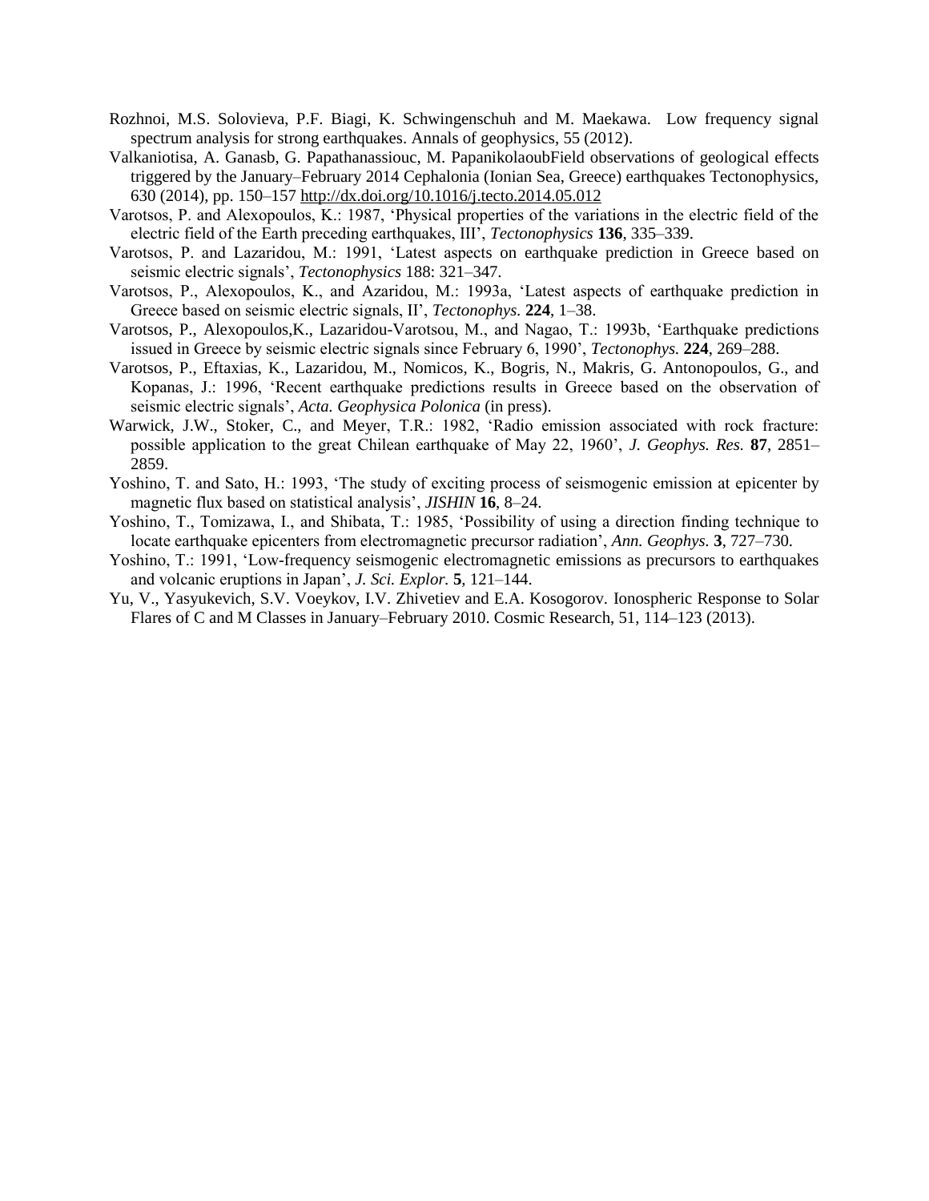Rozhnoi, M.S. Solovieva, P.F. Biagi, K. Schwingenschuh and M. Maekawa. Low frequency signal spectrum analysis for strong earthquakes. Annals of geophysics, 55 (2012).

Valkaniotisa, A. Ganasb, G. Papathanassiouc, M. PapanikolaoubField observations of geological effects triggered by the January–February 2014 Cephalonia (Ionian Sea, Greece) earthquakes Tectonophysics, 630 (2014), pp. 150–157 http://dx.doi.org/10.1016/j.tecto.2014.05.012

Varotsos, P. and Alexopoulos, K.: 1987, 'Physical properties of the variations in the electric field of the electric field of the Earth preceding earthquakes, III', *Tectonophysics* **136**, 335–339.

Varotsos, P. and Lazaridou, M.: 1991, 'Latest aspects on earthquake prediction in Greece based on seismic electric signals', *Tectonophysics* 188: 321–347.

Varotsos, P., Alexopoulos, K., and Azaridou, M.: 1993a, 'Latest aspects of earthquake prediction in Greece based on seismic electric signals, II', *Tectonophys.* **224**, 1–38.

Varotsos, P., Alexopoulos,K., Lazaridou-Varotsou, M., and Nagao, T.: 1993b, 'Earthquake predictions issued in Greece by seismic electric signals since February 6, 1990', *Tectonophys.* **224**, 269–288.

Varotsos, P., Eftaxias, K., Lazaridou, M., Nomicos, K., Bogris, N., Makris, G. Antonopoulos, G., and Kopanas, J.: 1996, 'Recent earthquake predictions results in Greece based on the observation of seismic electric signals', *Acta. Geophysica Polonica* (in press).

Warwick, J.W., Stoker, C., and Meyer, T.R.: 1982, 'Radio emission associated with rock fracture: possible application to the great Chilean earthquake of May 22, 1960', *J. Geophys. Res.* **87**, 2851–2859.

Yoshino, T. and Sato, H.: 1993, 'The study of exciting process of seismogenic emission at epicenter by magnetic flux based on statistical analysis', *JISHIN* **16**, 8–24.

Yoshino, T., Tomizawa, I., and Shibata, T.: 1985, 'Possibility of using a direction finding technique to locate earthquake epicenters from electromagnetic precursor radiation', *Ann. Geophys.* **3**, 727–730.

Yoshino, T.: 1991, 'Low-frequency seismogenic electromagnetic emissions as precursors to earthquakes and volcanic eruptions in Japan', *J. Sci. Explor.* **5**, 121–144.

Yu, V., Yasyukevich, S.V. Voeykov, I.V. Zhivetiev and E.A. Kosogorov. Ionospheric Response to Solar Flares of C and M Classes in January–February 2010. Cosmic Research, 51, 114–123 (2013).